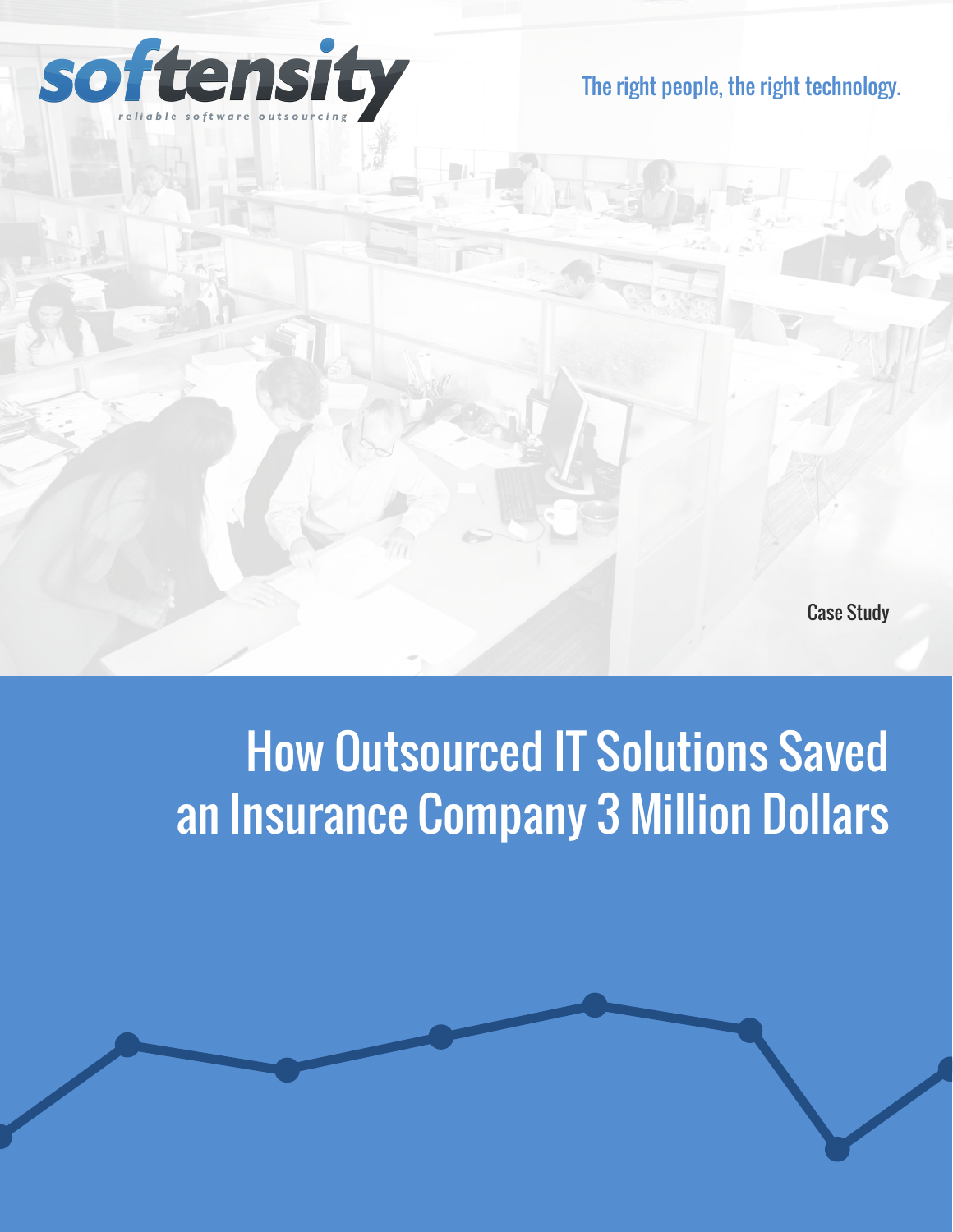softensity
reliable software outsourcing

The right people, the right technology.

Case Study

# How Outsourced IT Solutions Saved an Insurance Company 3 Million Dollars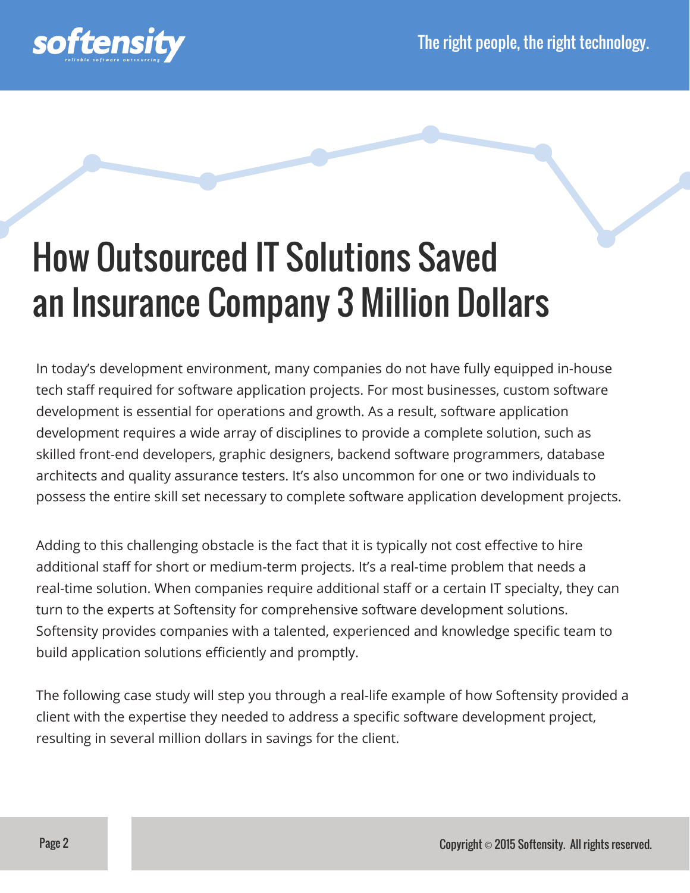# How Outsourced IT Solutions Saved an Insurance Company 3 Million Dollars

In today's development environment, many companies do not have fully equipped in-house tech staff required for software application projects. For most businesses, custom software development is essential for operations and growth. As a result, software application development requires a wide array of disciplines to provide a complete solution, such as skilled front-end developers, graphic designers, backend software programmers, database architects and quality assurance testers. It's also uncommon for one or two individuals to possess the entire skill set necessary to complete software application development projects.

Adding to this challenging obstacle is the fact that it is typically not cost effective to hire additional staff for short or medium-term projects. It's a real-time problem that needs a real-time solution. When companies require additional staff or a certain IT specialty, they can turn to the experts at Softensity for comprehensive software development solutions. Softensity provides companies with a talented, experienced and knowledge specific team to build application solutions efficiently and promptly.

The following case study will step you through a real-life example of how Softensity provided a client with the expertise they needed to address a specific software development project, resulting in several million dollars in savings for the client.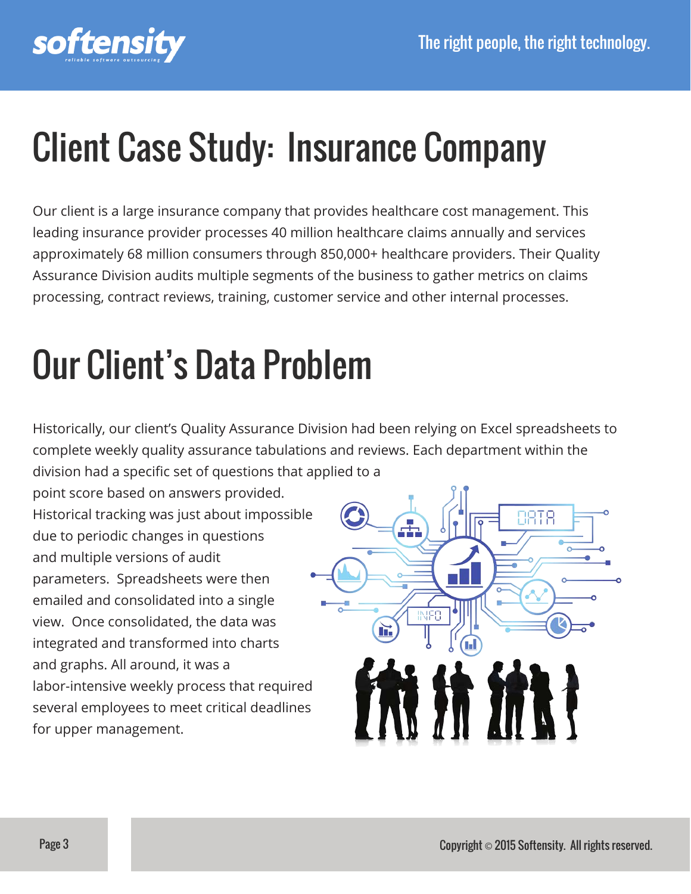# Client Case Study: Insurance Company

Our client is a large insurance company that provides healthcare cost management. This leading insurance provider processes 40 million healthcare claims annually and services approximately 68 million consumers through 850,000+ healthcare providers. Their Quality Assurance Division audits multiple segments of the business to gather metrics on claims processing, contract reviews, training, customer service and other internal processes.

# Our Client's Data Problem

Historically, our client's Quality Assurance Division had been relying on Excel spreadsheets to complete weekly quality assurance tabulations and reviews. Each department within the division had a specific set of questions that applied to a point score based on answers provided. Historical tracking was just about impossible due to periodic changes in questions and multiple versions of audit parameters. Spreadsheets were then emailed and consolidated into a single view. Once consolidated, the data was integrated and transformed into charts and graphs. All around, it was a labor-intensive weekly process that required several employees to meet critical deadlines for upper management.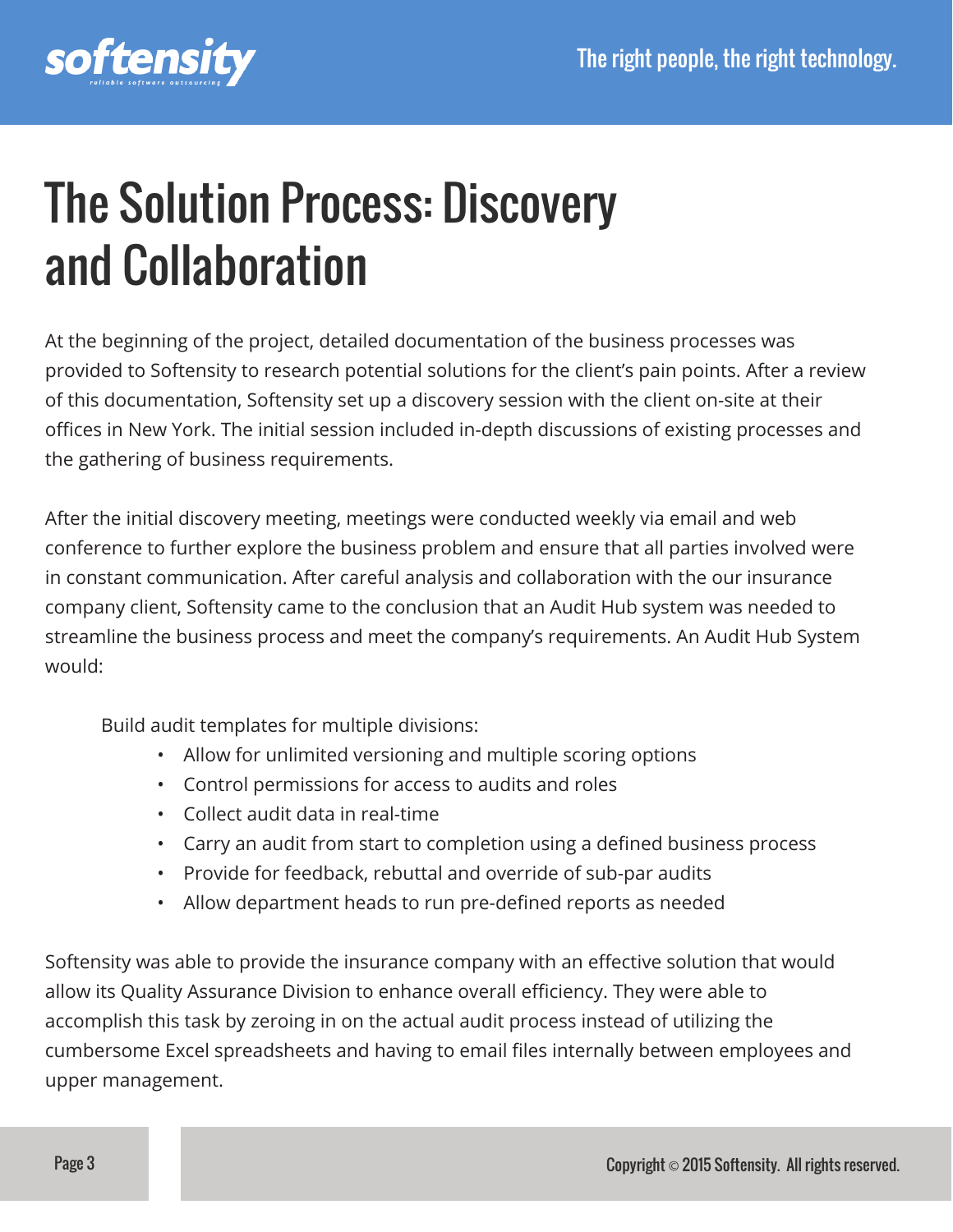# The Solution Process: Discovery and Collaboration

At the beginning of the project, detailed documentation of the business processes was provided to Softensity to research potential solutions for the client's pain points. After a review of this documentation, Softensity set up a discovery session with the client on-site at their offices in New York. The initial session included in-depth discussions of existing processes and the gathering of business requirements.

After the initial discovery meeting, meetings were conducted weekly via email and web conference to further explore the business problem and ensure that all parties involved were in constant communication. After careful analysis and collaboration with the our insurance company client, Softensity came to the conclusion that an Audit Hub system was needed to streamline the business process and meet the company's requirements. An Audit Hub System would:

Build audit templates for multiple divisions:

- Allow for unlimited versioning and multiple scoring options
- Control permissions for access to audits and roles
- Collect audit data in real-time
- Carry an audit from start to completion using a defined business process
- Provide for feedback, rebuttal and override of sub-par audits
- Allow department heads to run pre-defined reports as needed

Softensity was able to provide the insurance company with an effective solution that would allow its Quality Assurance Division to enhance overall efficiency. They were able to accomplish this task by zeroing in on the actual audit process instead of utilizing the cumbersome Excel spreadsheets and having to email files internally between employees and upper management.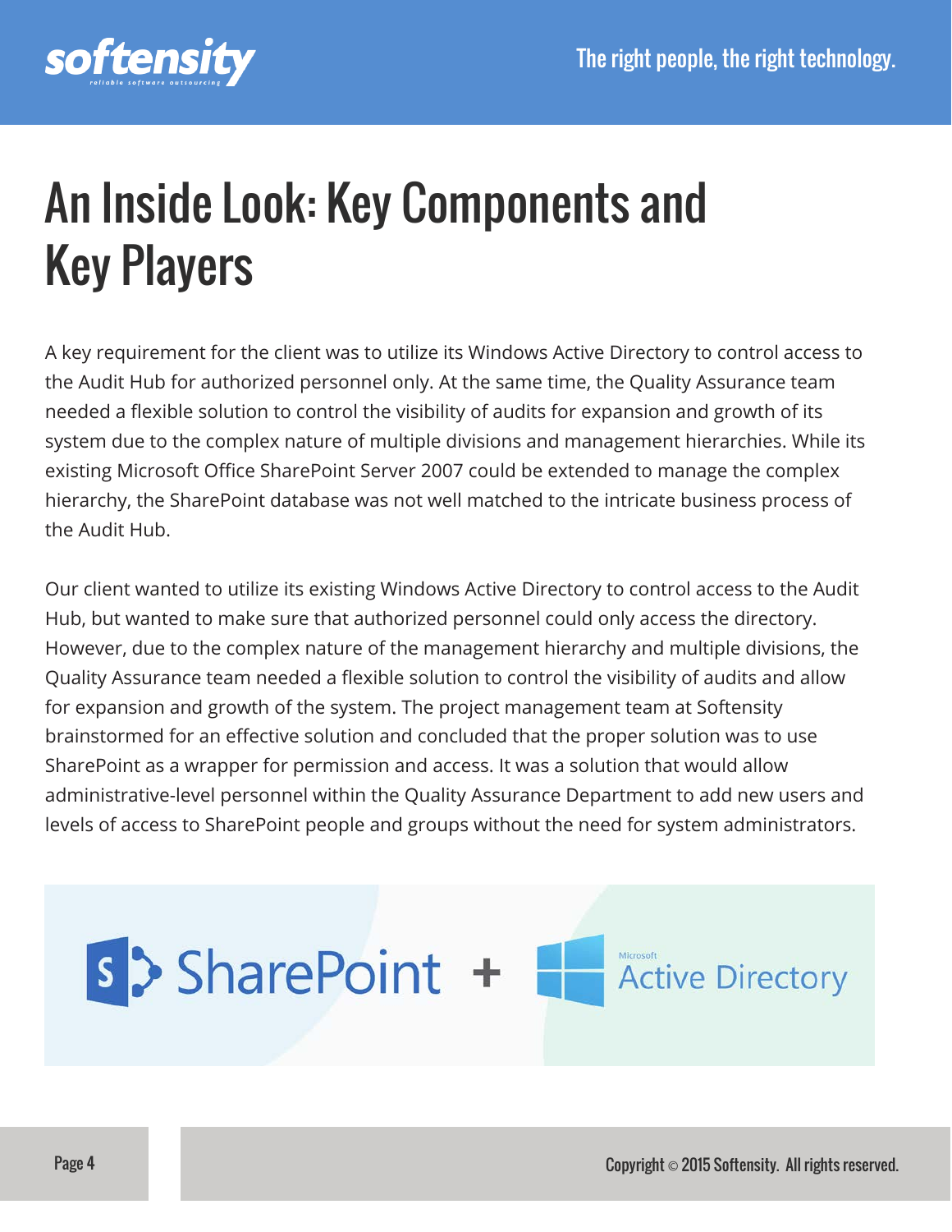# An Inside Look: Key Components and Key Players

A key requirement for the client was to utilize its Windows Active Directory to control access to the Audit Hub for authorized personnel only. At the same time, the Quality Assurance team needed a flexible solution to control the visibility of audits for expansion and growth of its system due to the complex nature of multiple divisions and management hierarchies. While its existing Microsoft Office SharePoint Server 2007 could be extended to manage the complex hierarchy, the SharePoint database was not well matched to the intricate business process of the Audit Hub.

Our client wanted to utilize its existing Windows Active Directory to control access to the Audit Hub, but wanted to make sure that authorized personnel could only access the directory. However, due to the complex nature of the management hierarchy and multiple divisions, the Quality Assurance team needed a flexible solution to control the visibility of audits and allow for expansion and growth of the system. The project management team at Softensity brainstormed for an effective solution and concluded that the proper solution was to use SharePoint as a wrapper for permission and access. It was a solution that would allow administrative-level personnel within the Quality Assurance Department to add new users and levels of access to SharePoint people and groups without the need for system administrators.

SharePoint + Microsoft Active Directory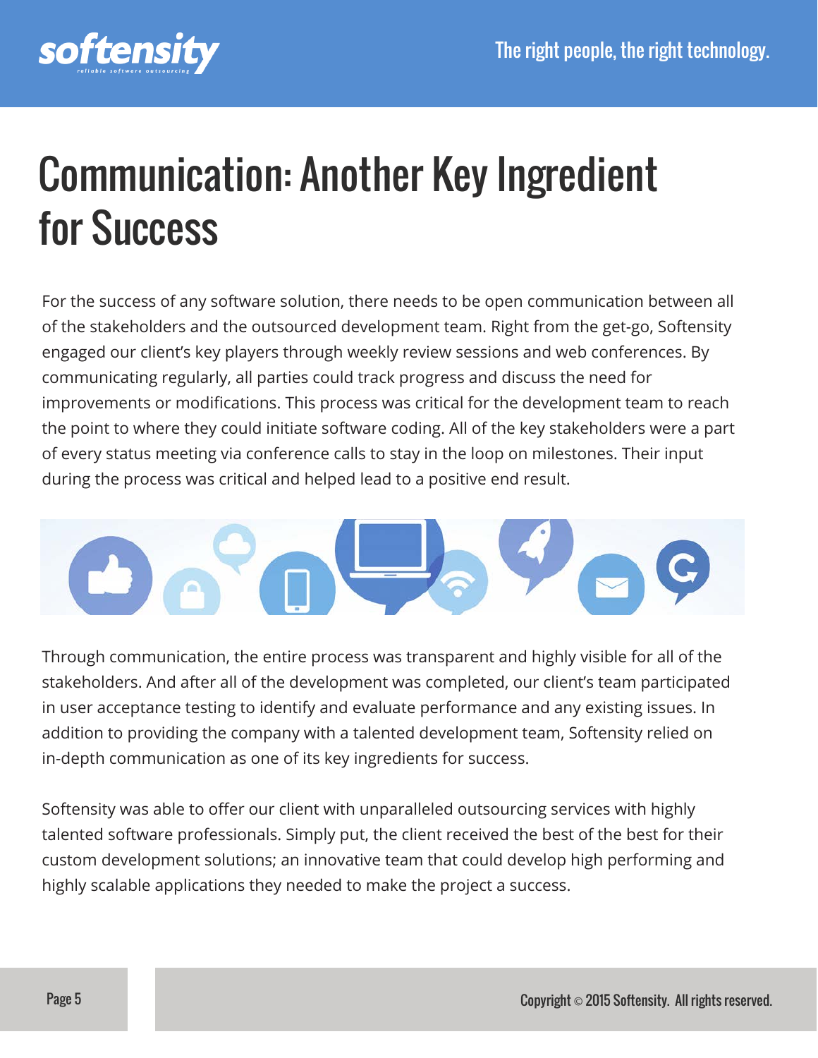# Communication: Another Key Ingredient for Success

For the success of any software solution, there needs to be open communication between all of the stakeholders and the outsourced development team. Right from the get-go, Softensity engaged our client's key players through weekly review sessions and web conferences. By communicating regularly, all parties could track progress and discuss the need for improvements or modifications. This process was critical for the development team to reach the point to where they could initiate software coding. All of the key stakeholders were a part of every status meeting via conference calls to stay in the loop on milestones. Their input during the process was critical and helped lead to a positive end result.

Through communication, the entire process was transparent and highly visible for all of the stakeholders. And after all of the development was completed, our client's team participated in user acceptance testing to identify and evaluate performance and any existing issues. In addition to providing the company with a talented development team, Softensity relied on in-depth communication as one of its key ingredients for success.

Softensity was able to offer our client with unparalleled outsourcing services with highly talented software professionals. Simply put, the client received the best of the best for their custom development solutions; an innovative team that could develop high performing and highly scalable applications they needed to make the project a success.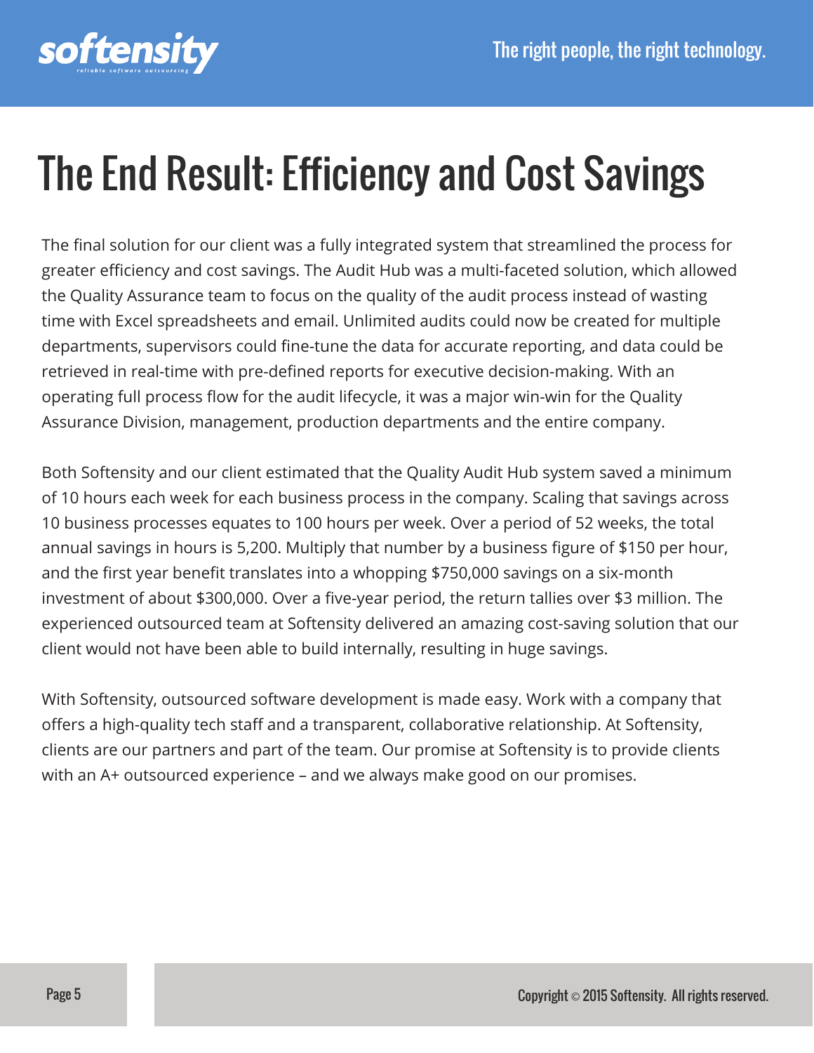# The End Result: Efficiency and Cost Savings

The final solution for our client was a fully integrated system that streamlined the process for greater efficiency and cost savings. The Audit Hub was a multi-faceted solution, which allowed the Quality Assurance team to focus on the quality of the audit process instead of wasting time with Excel spreadsheets and email. Unlimited audits could now be created for multiple departments, supervisors could fine-tune the data for accurate reporting, and data could be retrieved in real-time with pre-defined reports for executive decision-making. With an operating full process flow for the audit lifecycle, it was a major win-win for the Quality Assurance Division, management, production departments and the entire company.

Both Softensity and our client estimated that the Quality Audit Hub system saved a minimum of 10 hours each week for each business process in the company. Scaling that savings across 10 business processes equates to 100 hours per week. Over a period of 52 weeks, the total annual savings in hours is 5,200. Multiply that number by a business figure of $150 per hour, and the first year benefit translates into a whopping $750,000 savings on a six-month investment of about $300,000. Over a five-year period, the return tallies over $3 million. The experienced outsourced team at Softensity delivered an amazing cost-saving solution that our client would not have been able to build internally, resulting in huge savings.

With Softensity, outsourced software development is made easy. Work with a company that offers a high-quality tech staff and a transparent, collaborative relationship. At Softensity, clients are our partners and part of the team. Our promise at Softensity is to provide clients with an A+ outsourced experience – and we always make good on our promises.